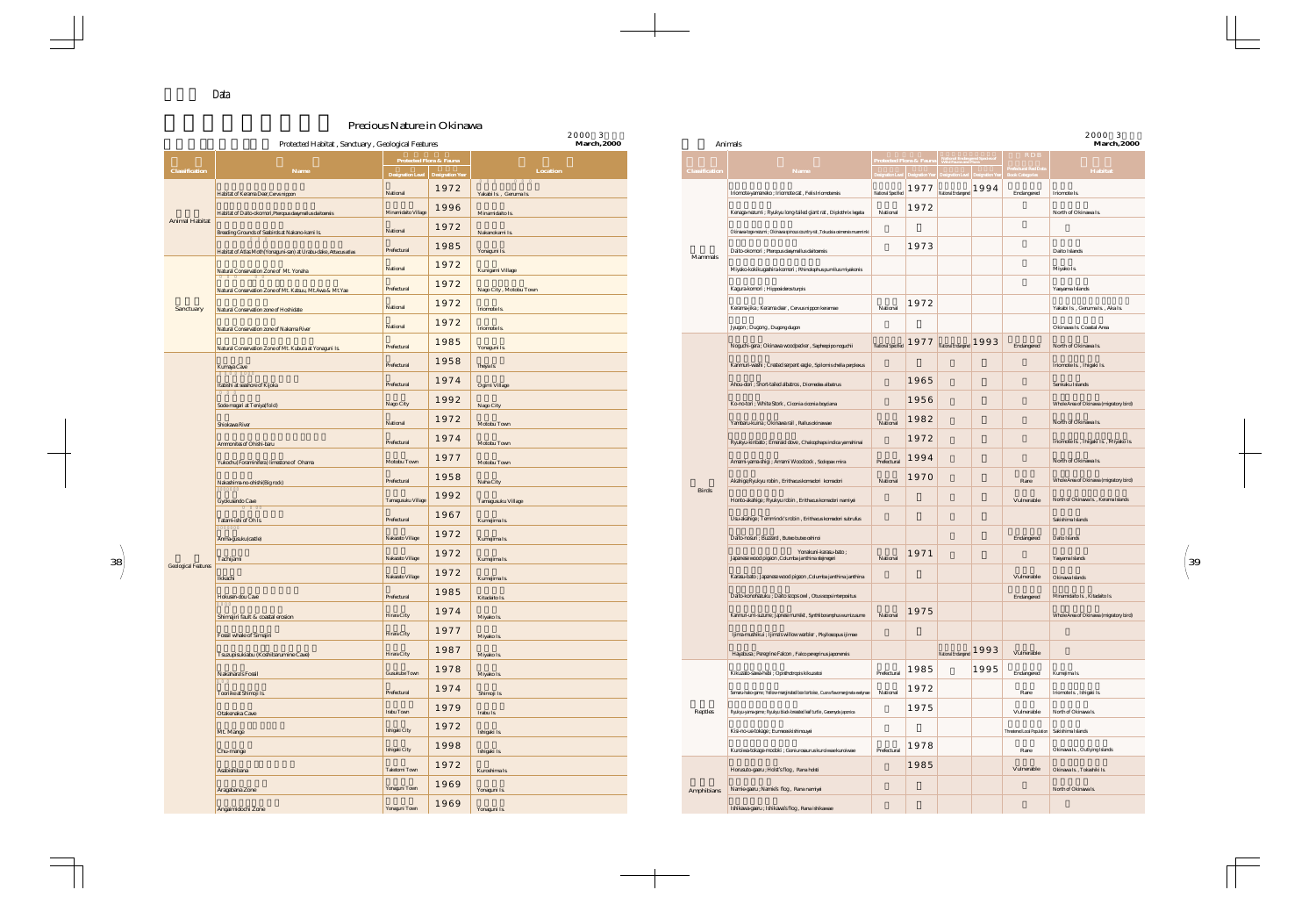Data

# Precious Nature in Okinawa

2000 3
March,2000

## Protected Habitat, Sanctuary, Geological Features

| Classification | Name | Protected Flora & Fauna | | Location |
|---|---|---|---|---|
| | | Designation Level | Designation Year | |
| Animal Habitat | Habitat of Kerama Deer, Cervus nippon | National | 1972 | Yakabi Is., Gerumu Is. |
| | Habitat of Daito-okomori, Pteropus dasymallus daitoensis | Minamidaito Village | 1996 | Minamidaito Is. |
| | Breeding Grounds of Seabirds at Nakano-kami Is. | National | 1972 | Nakanokami Is. |
| | Habitat of Atlas Moth (Yonaguni-san) at Urabu-dake, Attacus atlas | Prefectural | 1985 | Yonaguni Is. |
| Sanctuary | Natural Conservation Zone of Mt. Yonaha | National | 1972 | Kunigami Village |
| | Natural Conservation Zone of Mt. Katsuu, Mt. Awa & Mt. Yae | Prefectural | 1972 | Nago City, Motobu Town |
| | Natural Conservation zone of Hoshidate | National | 1972 | Iriomote Is. |
| | Natural Conservation Zone of Nakama River | National | 1972 | Iriomote Is. |
| | Natural Conservation Zone of Mt. Kubura at Yonaguni Is. | Prefectural | 1985 | Yonaguni Is. |
| Geological Features | Kumaya Cave | Prefectural | 1958 | Iheya Is. |
| | Itabishi at seashore of Kijoka | Prefectural | 1974 | Ogimi Village |
| | Sode-magari at Teniya(fold) | Nago City | 1992 | Nago City |
| | Shiokawa River | National | 1972 | Motobu Town |
| | Ammonites of Onishi-baru | Prefectural | 1974 | Motobu Town |
| | Yukochu(Foraminifera) limestone of Ohama | Motobu Town | 1977 | Motobu Town |
| | Nakashima-no-ohishi(Big rock) | Prefectural | 1958 | Naha City |
| | Gyokusendo Cave | Tamagusuku Village | 1992 | Tamagusuku Village |
| | Tatami-ishi of Ohi Is. | Prefectural | 1967 | Kumejima Is. |
| | Ama-gusuku(castle) | Nakazato Village | 1972 | Kumejima Is. |
| | Tachijami | Nakazato Village | 1972 | Kumejima Is. |
| | Iwkachi | Nakazato Village | 1972 | Kumejima Is. |
| | Hokusen-dou Cave | Prefectural | 1985 | Kitadaito Is. |
| | Shimajiri fault & coastal erosion | Hirara City | 1974 | Miyako Is. |
| | Fossil whale of Simajiri | Hirara City | 1977 | Miyako Is. |
| | Tsuzupisukiabu (Koshibarumine Cave) | Hirara City | 1987 | Miyako Is. |
| | Nakahara's Fossil | Gusukube Town | 1978 | Miyako Is. |
| | Toori-ike at Shimoji Is. | Prefectural | 1974 | Shimoji Is. |
| | Otakenaka Cave | Irabu Town | 1979 | Irabu Is. |
| | Mt. Mange | Ishigaki City | 1972 | Ishigaki Is. |
| | Chu-mange | Ishigaki City | 1998 | Ishigaki Is. |
| | Asabishibana | Taketomi Town | 1972 | Kuroshima Is. |
| | Aragabana Zone | Yonaguni Town | 1969 | Yonaguni Is. |
| | Angaimedochi Zone | Yonaguni Town | 1969 | Yonaguni Is. |

## Animals

2000 3
March,2000

| Classification | Name | Protected Flora & Fauna | | National Endangered Species of Wild Fauna and Flora | | Prefectural Red Data Book Categories | Habitat |
|---|---|---|---|---|---|---|---|
| | | Designation Level | Designation Year | Designation Level | Designation Year | | |
| Mammals | Iriomote-yamaneko ; Iriomote cat, Felis iriomotensis | National Special | 1977 | National Endangered | 1994 | Endangered | Iriomote Is. |
| | Kenaga-nezumi ; Ryukyu long-tailed giant rat, Diplothrix legata | National | 1972 | | | | North of Okinawa Is. |
| | Okinawa-toge-nezumi ; Okinawa spinous country rat, Tokudaia osimensis muenninki | | | | | | |
| | Daito-okomori ; Pteropus dasymallus daitoensis | | 1973 | | | | Daito Islands |
| | Miyako-kokikugashira-komori ; Rhinolophus pumilus miyakonis | | | | | | Miyako Is. |
| | Kagura-komori ; Hipposideros turpis | | | | | | Yaeyama Islands |
| | Kerama-jika ; Kerama deer, Cervus nippon keramae | National | 1972 | | | | Yakabi Is., Gerumu Is., Aka Is. |
| | Jyugon ; Dugong, Dugong dugon | | | | | | Okinawa Is. Coastal Area |
| Birds | Noguchi-gera ; Okinawa woodpecker, Sapheopipo noguchii | National Special | 1977 | National Endangered | 1993 | Endangered | North of Okinawa Is. |
| | Kanmuri-washi ; Crested serpent eagle, Spilornis cheela perplexus | | | | | | Iriomote Is., Ishigaki Is. |
| | Ahou-dori ; Short-tailed albatross, Diomedea albatrus | | 1965 | | | | Senkaku Islands |
| | Ko-no-tori ; White Stork, Ciconia ciconia boyciana | | 1956 | | | | Whole Area of Okinawa (migratory bird) |
| | Yambaru-kuina ; Okinawa rail, Rallus okinawae | National | 1982 | | | | North of Okinawa Is. |
| | Ryukyu-kinbato ; Emerald dove, Chalcophaps indica yamashinai | | 1972 | | | | Iriomote Is., Ishigaki Is., Miyako Is. |
| | Amami-yama-shigi ; Amami Woodcock, Scolopax mira | Prefectural | 1994 | | | | North of Okinawa Is. |
| | Akahige(Ryukyu robin, Erithacus komadori komadori | National | 1970 | | | Rare | Whole Area of Okinawa (migratory bird) |
| | Honto-akahige ; Ryukyu robin, Erithacus komadori namiyei | | | | | Vulnerable | North of Okinawa Is., Kerama Islands |
| | Usu-akahige ; Temminck's robin, Erithacus komadori subrufus | | | | | | Sakishima Islands |
| | Daito-nosuri ; Buzzard, Buteo buteo oshiroi | | | | | Endangered | Daito Islands |
| | Yonakuni-karasu-bato ; Japanese wood pigeon, Columba janthina stejnegeri | National | 1971 | | | | Yaeyama Islands |
| | Karasu-bato ; Japanese wood pigeon, Columba janthina janthina | | | | | Vulnerable | Okinawa Islands |
| | Daito-konohazuku ; Daito scops owl, Otus scops interpositus | | | | | Endangered | Minamidaito Is., Kitadaito Is. |
| | Kanmuri-umi-suzume ; Japanese murrelet, Synthliboramphus wumizusume | National | 1975 | | | | Whole Area of Okinawa (migratory bird) |
| | Ijima-mushikui ; Ijima's willow warbler, Phylloscopus ijimae | | | | | | |
| | Hayabusa ; Peregrine Falcon, Falco peregrinus japonensis | | | National Endangered | 1993 | Vulnerable | |
| Reptiles | Kikuzato-sawa-hebi ; Opisthotropis kikuzatoi | Prefectural | 1985 | | 1995 | Endangered | Kumejima Is. |
| | Semaru-hako-game ; Yellow-margined box tortoise, Cuora flavomarginata evelynae | National | 1972 | | | Rare | Iriomote Is., Ishigaki Is. |
| | Ryukyu-yama-game ; Ryukyu black-breasted leaf turtle, Geoemyda japonica | | 1975 | | | Vulnerable | North of Okinawa Is. |
| | Kishi-no-ue-tokage ; Eumeces kishinouyei | | | | | Threatened Local Population | Sakishima Islands |
| | Kuroiwa-tokage-modoki ; Goniurosaurus kuroiwae kuroiwae | Prefectural | 1978 | | | Rare | Okinawa Is., Outlying Islands |
| Amphibians | Horuto-gaeru ; Holst's frog, Rana holsti | | 1985 | | | Vulnerable | Okinawa Is., Tokashiki Is. |
| | Namie-gaeru ; Namie's frog, Rana namiyei | | | | | | North of Okinawa Is. |
| | Ishikawa-gaeru ; Ishikawa's frog, Rana ishikawae | | | | | | |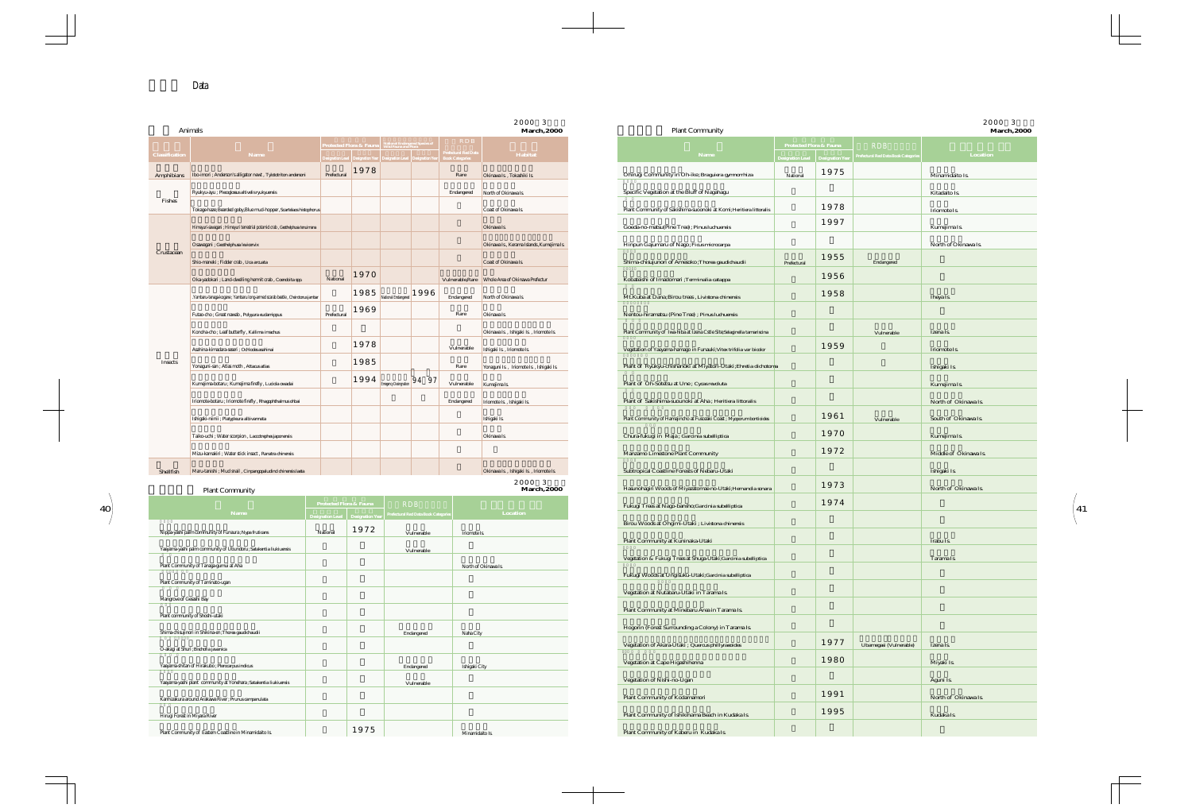# Data

2000 3
**March,2000**

## Animals

| Classification | Name | Protected Flora & Fauna: Designation Level | Protected Flora & Fauna: Designation Year | National Endangered Species of Wild Fauna and Flora: Designation Level | National Endangered Species of Wild Fauna and Flora: Designation Year | Prefectural Red Data Book Categories | Habitat |
|---|---|---|---|---|---|---|---|
| Amphibians | Ibo-imori ; Anderson's alligator newt , Tylototriton andersoni | Prefectural | 1978 | | | Rare | Okinawa Is. , Tokashiki Is. |
| Fishes | Ryukyu-ayu ; Plecoglossus altivelis ryukyuensis | | | | | Endangered | North of Okinawa Is. |
| | Tokage-haze; Bearded goby; Blue mud-hopper , Scartelaos histophorus | | | | | | Coast of Okinawa Is. |
| Crustacean | Himeyui-sawagani ; Himeyuri tamaktid potamid crab , Geothelphusa tenuimanus | | | | | | Okinawa Is. |
| | Oosawagani ; Geothelphusa levicervix | | | | | | Okinawa Is. , Kerama Islands, Kumejima Is. |
| | Shio-maneki ; Fiddler crab , Uca arcuata | | | | | | Coast of Okinawa Is. |
| | Oka-yadokari ; Land-dwelling hermit crab , Coenobita spp. | National | 1970 | | | Vulnerable/Rare | Whole Area of Okinawa Prefecture |
| Insects | Yambaru-tenaga-kogane; Yambaru long-armed scarab beetle , Cheirotonus jambar | | 1985 | National Endangered | 1996 | Endangered | North of Okinawa Is. |
| | Futao-cho ; Great nawab , Polyura eudamippus | Prefectural | 1969 | | | Rare | Okinawa Is. |
| | Konoha-cho ; Leaf butterfly , Kallima inachus | | | | | | Okinawa Is. , Ishigaki Is. , Iriomote Is. |
| | Ashina-kimadara-seseri ; Ochlodes asahinai | | 1978 | | | Vulnerable | Ishigaki Is. , Iriomote Is. |
| | Yonaguni-san ; Atlas moth , Attacus atlas | | 1985 | | | Rare | Yonaguni Is. , Iriomote Is. , Ishigaki Is. |
| | Kumejima-botaru ; Kumejima firefly , Luciola owadai | | 1994 | Emergency Designation | 94 97 | Vulnerable | Kumejima Is. |
| | Iriomote-botaru ; Iriomote firefly , Rhagophthalmus ohbai | | | | | Endangered | Iriomote Is. , Ishigaki Is. |
| | Ishigaki-niinii ; Platypleura albivannata | | | | | | Ishigaki Is. |
| | Taiko-uchi ; Water scorpion , Laccotrephes japonensis | | | | | | Okinawa Is. |
| | Mizu-kamakiri ; Water stick insect , Ranatra chinensis | | | | | | |
| Shellfish | Maru-tanishi ; Mud snail , Cipangopaludina chinensis laeta | | | | | | Okinawa Is. , Ishigaki Is. , Iriomote Is. |

2000 3
**March,2000**

## Plant Community

| Name | Protected Flora & Fauna: Designation Level | Protected Flora & Fauna: Designation Year | Prefectural Red Data Book Categories | Location |
|---|---|---|---|---|
| Nippa-yashi palm community of Funaura ; Nypa fruticans | National | 1972 | Vulnerable | Iriomote Is. |
| Yaeyama-yashi palm community of Ubundoru ; Satakentia liukiuensis | | | Vulnerable | |
| Plant Community of Tanagagumui at Aha | | | | North of Okinawa Is. |
| Plant Community of Tamnato-ugan | | | | |
| Mangrove of Gesashi Bay | | | | |
| Plant community of Shoshi-utaki | | | | |
| Shima-chisujinori in Shikina-en ; Thorea gaudichaudii | | | Endangered | Naha City |
| O-akagi at Shuri ; Bischofia javanica | | | | |
| Yaeyama-shitan of Hirakubo ; Pterocarpus indicus | | | Endangered | Ishigaki City |
| Yaeyama-yashi plant community at Yonehara ; Satakentia liukiuensis | | | Vulnerable | |
| Kanhizakura around Arakawa River ; Prunus campanulata | | | | |
| Hirugi Forest in Miyara River | | | | |
| Plant Community of Eastern Coastline in Minamidaito Is. | | 1975 | | Minamidaito Is. |

2000 3
**March,2000**

## Plant Community

| Name | Protected Flora & Fauna: Designation Level | Protected Flora & Fauna: Designation Year | Prefectural Red Data Book Categories | Location |
|---|---|---|---|---|
| Ohirugi Community in Oh-ike ; Bruguiera gymnorrhiza | National | 1975 | | Minamidaito Is. |
| Specific Vegetation at the Bluff of Nagahagu | | | | Kitadaito Is. |
| Plant Community of Sakishima-suoonoki at Komi ; Heritiera littoralis | | 1978 | | Iriomote Is. |
| Gooda-no-matsu (Pine Tree) ; Pinus luchuensis | | 1997 | | Kumejima Is. |
| Hinpun Gajumaru of Nago ; Ficus microcarpa | | | | North of Okinawa Is. |
| Shima-chisujinori of Amesoko ; Thorea gaudichaudii | Prefectural | 1955 | Endangered | |
| Kobateishi of Imadomari ; Terminalia catappa | | 1956 | | |
| Mt.Kuba at Dana, Birou trees , Livistona chinensis | | 1958 | | Iheya Is. |
| Nentou-Hiramatsu (Pine Tree) ; Pinus luchuensis | | | | |
| Plant Community of Iwa-Nbaut Izena Castle Site ; Selaginella tamariscina | | | Vulnerable | Izena Is. |
| Vegetation of Yaeyama-hamago in Funauki ; Vitex trifolia var. bicolor | | 1959 | | Iriomote Is. |
| Plant of Ryukyu-chishanoki at Miyator-Utaki ; Ehretia dichotoma | | | | Ishigaki Is. |
| Plant of Oh-Sotetsu at Une ; Cycas revoluta | | | | Kumejima Is. |
| Plant of Sakishima-suoonoki at Aha ; Heritiera littoralis | | | | North of Okinawa Is. |
| Plant Community of Hamajincho at Fusaki Coast ; Myoporum bontioides | | 1961 | Vulnerable | South of Okinawa Is. |
| Chura-fukugi in Maja ; Garcinia subelliptica | | 1970 | | Kumejima Is. |
| Manzamo Limestone Plant Community | | 1972 | | Middle of Okinawa Is. |
| Subtropical Coastline Forests of Nebaru-Utaki | | | | Ishigaki Is. |
| Hasunohagiri Woods of Miyasatomai-no-Utaki ; Hernandia sonora | | 1973 | | North of Okinawa Is. |
| Fukugi Trees at Nago-banshoi ; Garcinia subelliptica | | 1974 | | |
| Birou Woods at Ongimi-Utaki ; Livistona chinensis | | | | |
| Plant Community at Kuninaka-Utaki | | | | Irabu Is. |
| Vegetation & Fukugi Trees at Shuga-Utaki ; Garcinia subelliptica | | | | Tarama Is. |
| Fukugi Woods at Ungusuku-Utaki ; Garcinia subelliptica | | | | |
| Vegetation at Nutabaru-Utaki in Tarama Is. | | | | |
| Plant Community at Minebaru Area in Tarama Is. | | | | |
| Hogorin (Forest Surrounding a Colony) in Tarama Is. | | | | |
| Vegetation of Akara-Utaki ; Quercus phillyraeoides | | 1977 | Ubamegasi (Vulnerable) | Izena Is. |
| Vegetation at Cape Higashihenna | | 1980 | | Miyako Is. |
| Vegetation of Nishi-no-Ugan | | | | Aguni Is. |
| Plant Community of Kodamamori | | 1991 | | North of Okinawa Is. |
| Plant Community of Ishikihama Beach in Kudaka Is. | | 1995 | | Kudaka Is. |
| Plant Community of Kaberu in Kudaka Is. | | | | |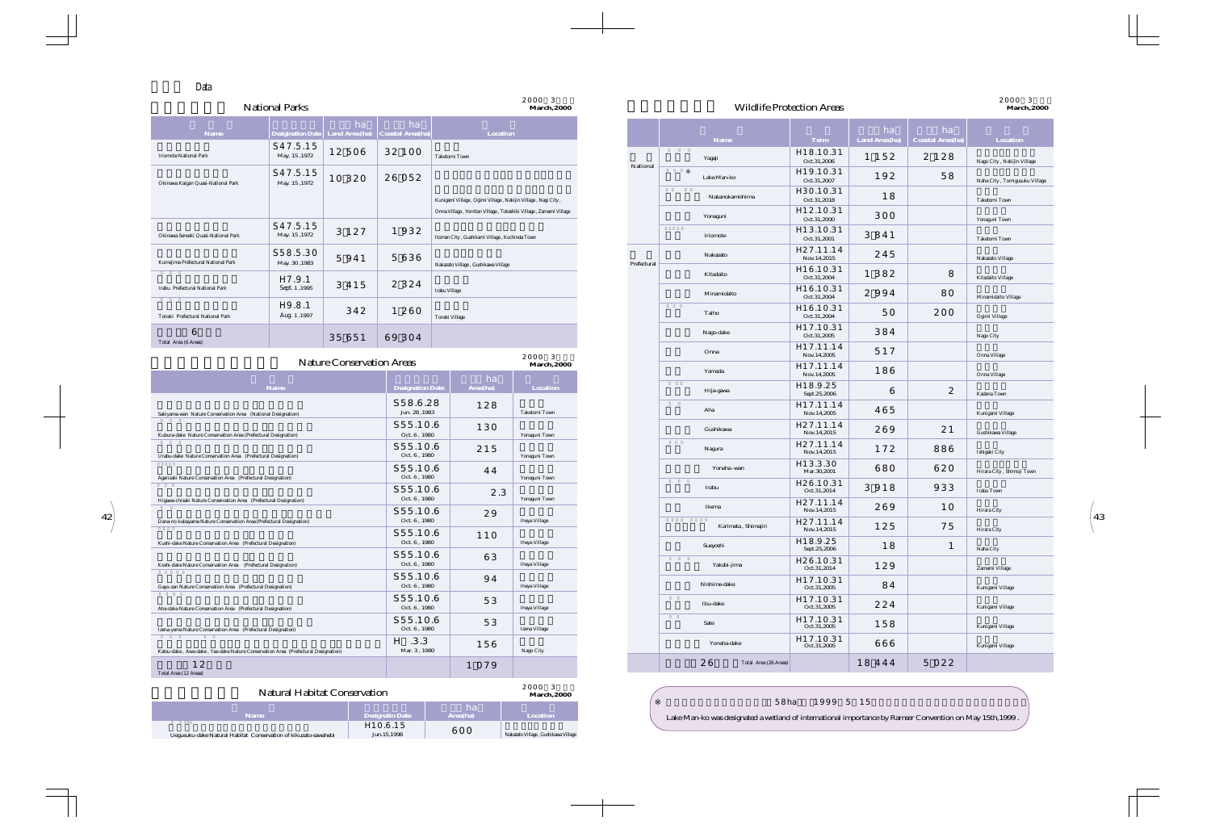Data

## National Parks

2000 3 March,2000

| Name | Designation Date | Land Area(ha) | Coastal Area(ha) | Location |
|---|---|---|---|---|
| Iriomote National Park | S47.5.15 May. 15,1972 | 12 506 | 32 100 | Taketomi Town |
| Okinawa Kaigan Quasi-National Park | S47.5.15 May. 15,1972 | 10 320 | 26 052 | Kunigami Village, Ogimi Village, Nakijin Village, Nago City, Onna Village, Yomitan Village, Tokashiki Village, Zamami Village |
| Okinawa Senseki Quasi-National Park | S47.5.15 May. 15,1972 | 3 127 | 1 932 | Itoman City, Gushikami Village, Kochinda Town |
| Kumejima Prefectural National Park | S58.5.30 May. 30,1983 | 5 941 | 5 636 | Nakazato Village, Gushikawa Village |
| Irabu Prefectural National Park | H7.9.1 Sept. 1,1995 | 3 415 | 2 324 | Irabu Village |
| Tonaki Prefectural National Park | H9.8.1 Aug. 1,1997 | 342 | 1 260 | Tonaki Village |
| 6 Total Area (6 Areas) | | 35 651 | 69 304 | |

## Nature Conservation Areas

2000 3 March,2000

| Name | Designation Date | Area(ha) | Location |
|---|---|---|---|
| Sakiyama-wan Nature Conservation Area (National Designation) | S58.6.28 Jun. 28,1983 | 128 | Taketomi Town |
| Kubura-dake Nature Conservation Area (Prefectural Designation) | S55.10.6 Oct. 6, 1980 | 130 | Yonaguni Town |
| Urabu-dake Nature Conservation Area (Prefectural Designation) | S55.10.6 Oct. 6, 1980 | 215 | Yonaguni Town |
| Agarizaki Nature Conservation Area (Prefectural Designation) | S55.10.6 Oct. 6, 1980 | 44 | Yonaguni Town |
| Higawa-chisaki Nature Conservation Area (Prefectural Designation) | S55.10.6 Oct. 6, 1980 | 2.3 | Yonaguni Town |
| Dana-no kubayama Nature Conservation Area (Prefectural Designation) | S55.10.6 Oct. 6, 1980 | 29 | Iheya Village |
| Kushi-dake Nature Conservation Area (Prefectural Designation) | S55.10.6 Oct. 6, 1980 | 110 | Iheya Village |
| Koshi-dake Nature Conservation Area (Prefectural Designation) | S55.10.6 Oct. 6, 1980 | 63 | Iheya Village |
| Gayo-zan Nature Conservation Area (Prefectural Designation) | S55.10.6 Oct. 6, 1980 | 94 | Iheya Village |
| Aha-dake Nature Conservation Area (Prefectural Designation) | S55.10.6 Oct. 6, 1980 | 53 | Iheya Village |
| Izena-yama Nature Conservation Area (Prefectural Designation) | S55.10.6 Oct. 6, 1980 | 53 | Izena Village |
| Katsu-dake, Awa-dake, Yae-dake Nature Conservation Area (Prefectural Designation) | H .3.3 Mar. 3, 1980 | 156 | Nago City |
| 12 Total Area (12 Areas) | | 1 079 | |

## Natural Habitat Conservation

2000 3 March,2000

| Name | Designatin Date | Area(ha) | Location |
|---|---|---|---|
| Uegusuku-dake Natural Habitat Conservation of kikuzato-sawahebi | H10.6.15 Jun.15,1998 | 600 | Nakazato Village, Gushikawa Village |

## Wildlife Protection Areas

2000 3 March,2000

| | Name | Term | Land Area(ha) | Coastal Area(ha) | Location |
|---|---|---|---|---|---|
| National | Yagaji | H18.10.31 Oct.31,2006 | 1 152 | 2 128 | Nago City, Nakijin Village |
| | ※ Lake Man-ko | H19.10.31 Oct.31,2007 | 192 | 58 | Naha City, Tomigusuku Village |
| | Nakanokamishima | H30.10.31 Oct.31,2018 | 18 | | Taketomi Town |
| | Yonaguni | H12.10.31 Oct.31,2000 | 300 | | Yonaguni Town |
| | Iriomote | H13.10.31 Oct.31,2001 | 3 841 | | Taketomi Town |
| Prefectural | Nakazato | H27.11.14 Nov.14,2015 | 245 | | Nakazato Village |
| | Kitadaito | H16.10.31 Oct.31,2004 | 1 382 | 8 | Kitadaito Village |
| | Minamidaito | H16.10.31 Oct.31,2004 | 2 994 | 80 | Minamidaito Village |
| | Taiho | H16.10.31 Oct.31,2004 | 50 | 200 | Ogimi Village |
| | Nago-dake | H17.10.31 Oct.31,2005 | 384 | | Nago City |
| | Onna | H17.11.14 Nov.14,2005 | 517 | | Onna Village |
| | Yamada | H17.11.14 Nov.14,2005 | 186 | | Onna Village |
| | Hija-gawa | H18.9.25 Sept.25,2006 | 6 | 2 | Kadena Town |
| | Aha | H17.11.14 Nov.14,2005 | 465 | | Kunigami Village |
| | Gushikawa | H27.11.14 Nov.14,2015 | 269 | 21 | Gushikawa Village |
| | Nagura | H27.11.14 Nov.14,2015 | 172 | 886 | Ishigaki City |
| | Yonaha-wan | H13.3.30 Mar.30,2001 | 680 | 620 | Hirara City, Shimoji Town |
| | Irabu | H26.10.31 Oct.31,2014 | 3 918 | 933 | Irabu Town |
| | Ikema | H27.11.14 Nov.14,2015 | 269 | 10 | Hirara City |
| | Karimata, Shimajiri | H27.11.14 Nov.14,2015 | 125 | 75 | Hirara City |
| | Sueyoshi | H18.9.25 Sept.25,2006 | 18 | 1 | Naha City |
| | Yakabi-jima | H26.10.31 Oct.31,2014 | 129 | | Zamami Village |
| | Nishime-dake | H17.10.31 Oct.31,2005 | 84 | | Kunigami Village |
| | Ibu-dake | H17.10.31 Oct.31,2005 | 224 | | Kunigami Village |
| | Sate | H17.10.31 Oct.31,2005 | 158 | | Kunigami Village |
| | Yonaha-dake | H17.10.31 Oct.31,2005 | 666 | | Kunigami Village |
| | 26 Total Area (26 Areas) | | 18 444 | 5 022 | |

※ 58ha 1999 5 15

Lake Man-ko was designated a wetland of international importance by Ramsar Convention on May 15th,1999.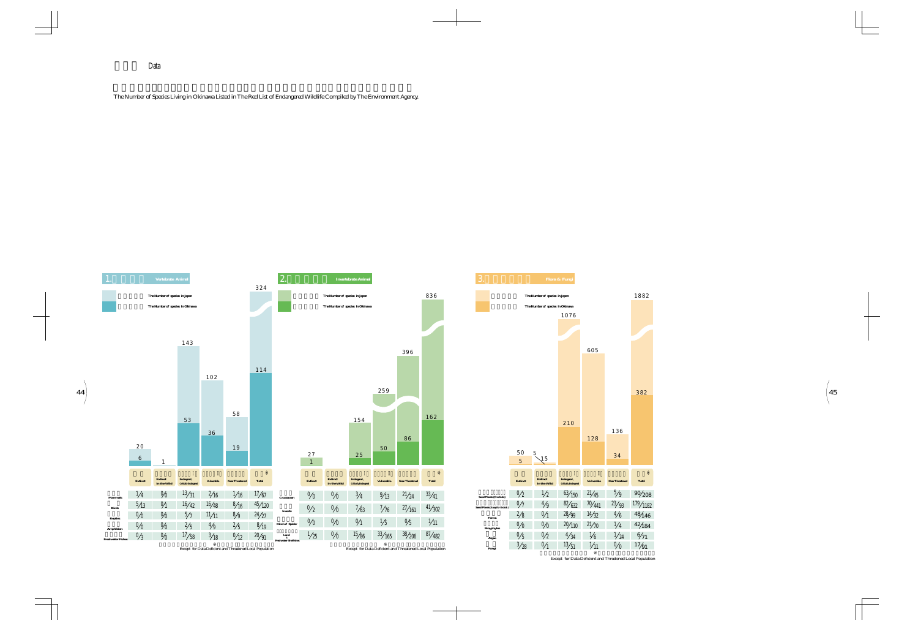## Data

The Number of Species Living in Okinawa Listed in The Red List of Endangered Wildlife Compiled by The Environment Agency.

### 1. Vertebrate Animal

The Number of species in Japan / The Number of species in Okinawa

| | Extinct | Extinct in the Wild | Endangered, Critically Endangered | Vulnerable | Near Threatened | Total※ |
|---|---|---|---|---|---|---|
| Japan | 20 | 1 | 143 | 102 | 58 | 324 |
| Okinawa | 6 | | 53 | 36 | 19 | 114 |
| Mammals | 1/4 | 0/0 | 13/31 | 2/16 | 1/16 | 17/67 |
| Birds | 5/13 | 0/1 | 16/42 | 16/48 | 8/16 | 45/120 |
| Reptiles | 0/0 | 0/0 | 5/7 | 11/11 | 8/9 | 24/27 |
| Amphibian | 0/0 | 0/0 | 2/5 | 4/9 | 2/5 | 8/19 |
| Freshwater Fishes | 0/3 | 0/0 | 17/58 | 3/18 | 0/12 | 20/91 |

※ Except for Data Deficient and Threatened Local Population

### 2. Invertebrate Animal

The Number of species in Japan / The Number of species in Okinawa

| | Extinct | Extinct in the Wild | Endangered, Critically Endangered | Vulnerable | Near Threatened | Total※ |
|---|---|---|---|---|---|---|
| Japan | 27 | | 154 | 259 | 396 | 836 |
| Okinawa | 1 | | 25 | 50 | 86 | 162 |
| Crustacean | 0/0 | 0/0 | 3/4 | 9/13 | 21/24 | 33/41 |
| Insects | 0/2 | 0/0 | 7/63 | 7/76 | 27/161 | 41/302 |
| Kind of Spider | 0/0 | 0/0 | 0/1 | 1/5 | 0/5 | 1/11 |
| Land & Freshwater Shellfishes | 1/25 | 0/0 | 15/86 | 33/165 | 38/206 | 87/482 |

※ Except for Data Deficient and Threatened Local Population

### 3. Flora & Fungi

The Number of species in Japan / The Number of species in Okinawa

| | Extinct | Extinct in the Wild | Endangered, Critically Endangered | Vulnerable | Near Threatened | Total※ |
|---|---|---|---|---|---|---|
| Japan | 50 | 15 | 1076 | 605 | 136 | 1882 |
| Okinawa | 5 | 5 | 210 | 128 | 34 | 382 |
| Seed Plants (Orchids) | 0/2 | 1/2 | 63/150 | 21/45 | 5/9 | 90/208 |
| Seed Plants (Except for Orchids) | 0/7 | 4/9 | 82/632 | 70/441 | 23/93 | 179/1182 |
| Ferns | 2/8 | 0/1 | 28/99 | 14/32 | 4/6 | 48/146 |
| Bryophytes | 0/0 | 0/0 | 20/110 | 21/70 | 1/4 | 42/184 |
| Algae | 0/5 | 0/2 | 4/34 | 1/6 | 1/24 | 6/71 |
| Fungi | 3/28 | 0/1 | 13/51 | 1/11 | 0/0 | 17/91 |

※ Except for Data Deficient and Threatened Local Population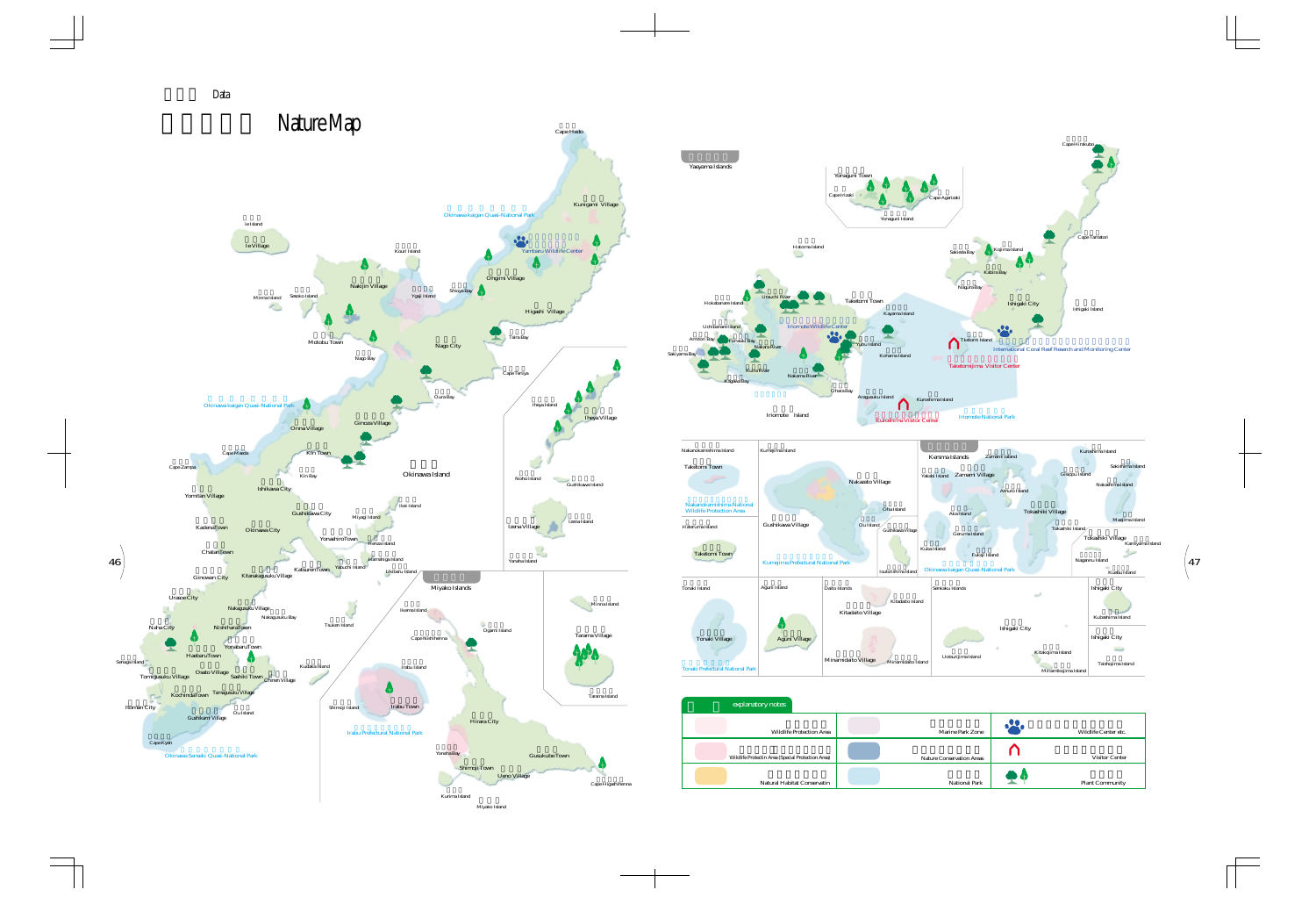Data

# Nature Map

## explanatory notes

| | |
|---|---|
| Wildlife Protection Area | Marine Park Zone |
| Wildlife Protection Area (Special Protection Area) | Nature Conservation Areas |
| Natural Habitat Conservation | National Park |
| Wildlife Center etc. | Visitor Center |
| Plant Community | |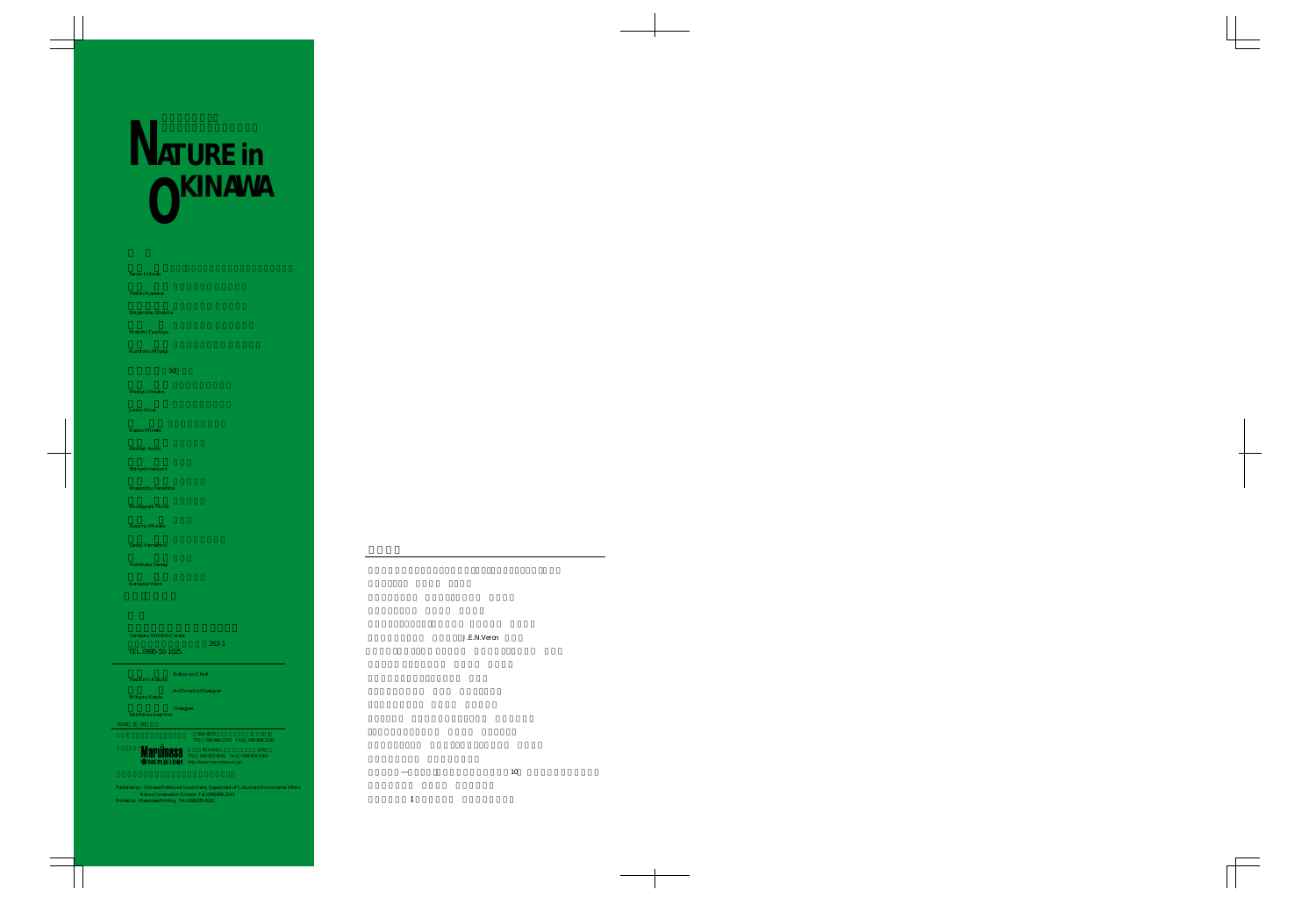# NATURE in OKINAWA

Tamio Uchida

Toshio Kawana

Shigemitsu Shokita

Makoto Tsuchiya

Kunitaro Miyagi

50

Shokyu Ohsako

Junko Hirai

Kazuo Minato

Atsuhiro Arima

Shinya Imaizumi

Masanobu Takashita

Muneyoshi Mizai

Susumu Murata

Sadao Yamashiro

Toshikazu Yanagi

Kensuke Yokoi

Yambaru Wildlife Center

263-1

TEL.0980-50-1025

Yasufumi Kakuda — Editor-in-Chief

Mitsuru Kaida — Art Director/Designer

Saichirou Inamine — Designer

2000

TEL 098-866-2243 FAX 098-866-2240

Marumasa

TEL 098-835-6181 FAX 098-835-6184

http://www.marumasa.co.jp/

Published by : Okinawa Prefectural Government, Department of Culture and Environmental Affairs, Nature Conservation Division Tel.(098)866-2243

Printed by : Marumasa Printing Tel.(098)835-6181

J.E.N.Veron

10

I